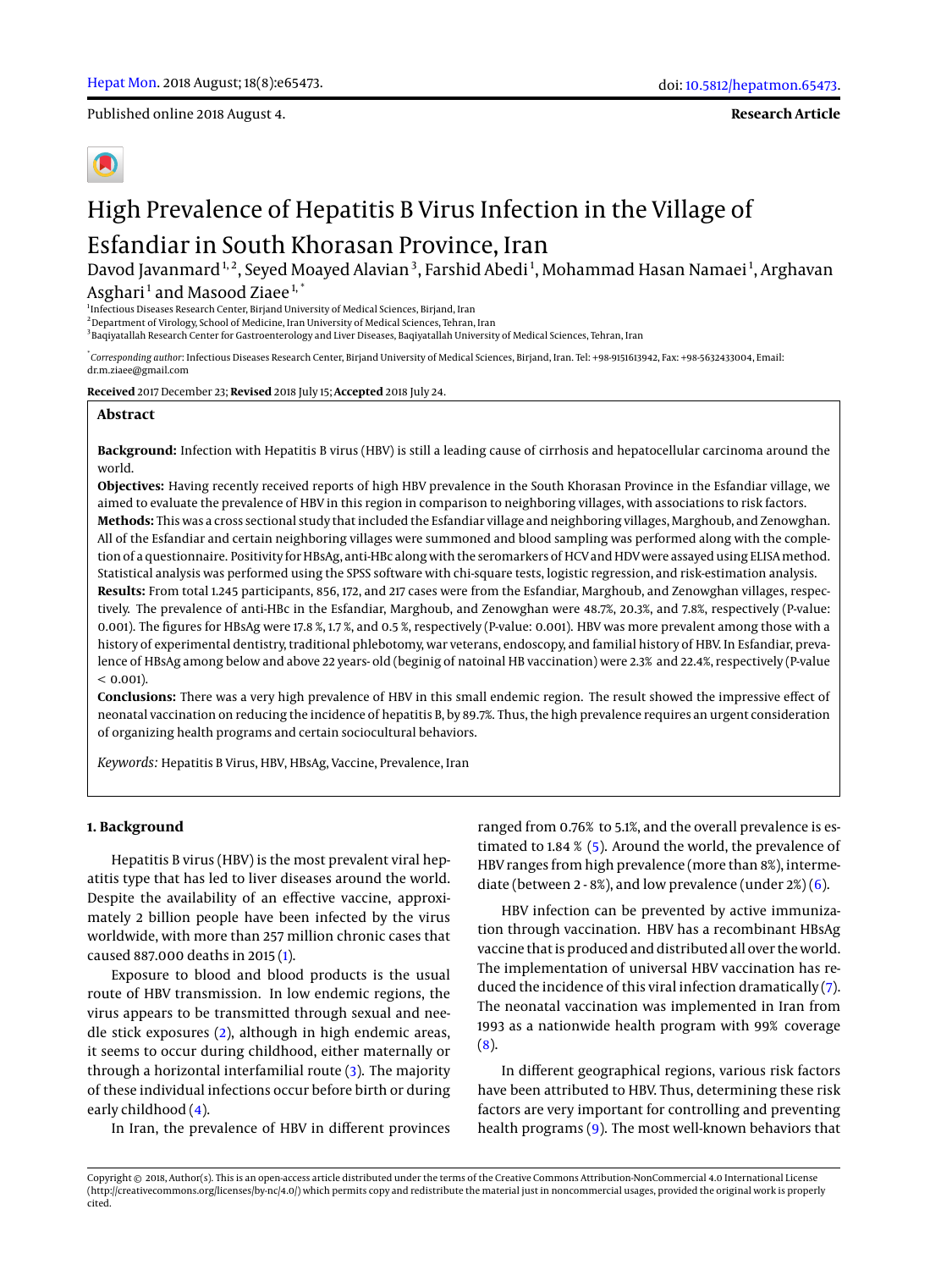Published online 2018 August 4.

**Research Article**

# High Prevalence of Hepatitis B Virus Infection in the Village of Esfandiar in South Khorasan Province, Iran

Davod Javanmard[1, 2], Seyed Moayed Alavian[3], Farshid Abedi[1], Mohammad Hasan Namaei[1], Arghavan Asghari[1] and Masood Ziaee[1, *]

[1]Infectious Diseases Research Center, Birjand University of Medical Sciences, Birjand, Iran
[2]Department of Virology, School of Medicine, Iran University of Medical Sciences, Tehran, Iran
[3]Baqiyatallah Research Center for Gastroenterology and Liver Diseases, Baqiyatallah University of Medical Sciences, Tehran, Iran

[*]*Corresponding author*: Infectious Diseases Research Center, Birjand University of Medical Sciences, Birjand, Iran. Tel: +98-9151613942, Fax: +98-5632433004, Email: dr.m.ziaee@gmail.com

**Received** 2017 December 23; **Revised** 2018 July 15; **Accepted** 2018 July 24.

## Abstract

**Background:** Infection with Hepatitis B virus (HBV) is still a leading cause of cirrhosis and hepatocellular carcinoma around the world.

**Objectives:** Having recently received reports of high HBV prevalence in the South Khorasan Province in the Esfandiar village, we aimed to evaluate the prevalence of HBV in this region in comparison to neighboring villages, with associations to risk factors.

**Methods:** This was a cross sectional study that included the Esfandiar village and neighboring villages, Marghoub, and Zenowghan. All of the Esfandiar and certain neighboring villages were summoned and blood sampling was performed along with the completion of a questionnaire. Positivity for HBsAg, anti-HBc along with the seromarkers of HCV and HDV were assayed using ELISA method. Statistical analysis was performed using the SPSS software with chi-square tests, logistic regression, and risk-estimation analysis.

**Results:** From total 1.245 participants, 856, 172, and 217 cases were from the Esfandiar, Marghoub, and Zenowghan villages, respectively. The prevalence of anti-HBc in the Esfandiar, Marghoub, and Zenowghan were 48.7%, 20.3%, and 7.8%, respectively (P-value: 0.001). The figures for HBsAg were 17.8 %, 1.7 %, and 0.5 %, respectively (P-value: 0.001). HBV was more prevalent among those with a history of experimental dentistry, traditional phlebotomy, war veterans, endoscopy, and familial history of HBV. In Esfandiar, prevalence of HBsAg among below and above 22 years- old (beginig of natoinal HB vaccination) were 2.3% and 22.4%, respectively (P-value < 0.001).

**Conclusions:** There was a very high prevalence of HBV in this small endemic region. The result showed the impressive effect of neonatal vaccination on reducing the incidence of hepatitis B, by 89.7%. Thus, the high prevalence requires an urgent consideration of organizing health programs and certain sociocultural behaviors.

*Keywords:* Hepatitis B Virus, HBV, HBsAg, Vaccine, Prevalence, Iran

## 1. Background

Hepatitis B virus (HBV) is the most prevalent viral hepatitis type that has led to liver diseases around the world. Despite the availability of an effective vaccine, approximately 2 billion people have been infected by the virus worldwide, with more than 257 million chronic cases that caused 887.000 deaths in 2015 (1).

Exposure to blood and blood products is the usual route of HBV transmission. In low endemic regions, the virus appears to be transmitted through sexual and needle stick exposures (2), although in high endemic areas, it seems to occur during childhood, either maternally or through a horizontal interfamilial route (3). The majority of these individual infections occur before birth or during early childhood (4).

In Iran, the prevalence of HBV in different provinces ranged from 0.76% to 5.1%, and the overall prevalence is estimated to 1.84 % (5). Around the world, the prevalence of HBV ranges from high prevalence (more than 8%), intermediate (between 2 - 8%), and low prevalence (under 2%) (6).

HBV infection can be prevented by active immunization through vaccination. HBV has a recombinant HBsAg vaccine that is produced and distributed all over the world. The implementation of universal HBV vaccination has reduced the incidence of this viral infection dramatically (7). The neonatal vaccination was implemented in Iran from 1993 as a nationwide health program with 99% coverage (8).

In different geographical regions, various risk factors have been attributed to HBV. Thus, determining these risk factors are very important for controlling and preventing health programs (9). The most well-known behaviors that

Copyright © 2018, Author(s). This is an open-access article distributed under the terms of the Creative Commons Attribution-NonCommercial 4.0 International License (http://creativecommons.org/licenses/by-nc/4.0/) which permits copy and redistribute the material just in noncommercial usages, provided the original work is properly cited.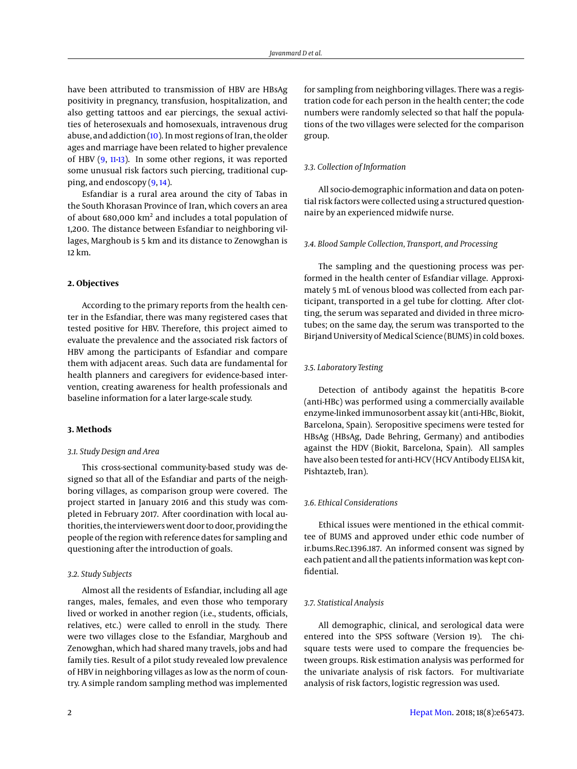have been attributed to transmission of HBV are HBsAg positivity in pregnancy, transfusion, hospitalization, and also getting tattoos and ear piercings, the sexual activities of heterosexuals and homosexuals, intravenous drug abuse, and addiction (10). In most regions of Iran, the older ages and marriage have been related to higher prevalence of HBV (9, 11-13). In some other regions, it was reported some unusual risk factors such piercing, traditional cupping, and endoscopy (9, 14).

Esfandiar is a rural area around the city of Tabas in the South Khorasan Province of Iran, which covers an area of about 680,000 km$^2$ and includes a total population of 1,200. The distance between Esfandiar to neighboring villages, Marghoub is 5 km and its distance to Zenowghan is 12 km.

## 2. Objectives

According to the primary reports from the health center in the Esfandiar, there was many registered cases that tested positive for HBV. Therefore, this project aimed to evaluate the prevalence and the associated risk factors of HBV among the participants of Esfandiar and compare them with adjacent areas. Such data are fundamental for health planners and caregivers for evidence-based intervention, creating awareness for health professionals and baseline information for a later large-scale study.

## 3. Methods

### 3.1. Study Design and Area

This cross-sectional community-based study was designed so that all of the Esfandiar and parts of the neighboring villages, as comparison group were covered. The project started in January 2016 and this study was completed in February 2017. After coordination with local authorities, the interviewers went door to door, providing the people of the region with reference dates for sampling and questioning after the introduction of goals.

### 3.2. Study Subjects

Almost all the residents of Esfandiar, including all age ranges, males, females, and even those who temporary lived or worked in another region (i.e., students, officials, relatives, etc.) were called to enroll in the study. There were two villages close to the Esfandiar, Marghoub and Zenowghan, which had shared many travels, jobs and had family ties. Result of a pilot study revealed low prevalence of HBV in neighboring villages as low as the norm of country. A simple random sampling method was implemented for sampling from neighboring villages. There was a registration code for each person in the health center; the code numbers were randomly selected so that half the populations of the two villages were selected for the comparison group.

### 3.3. Collection of Information

All socio-demographic information and data on potential risk factors were collected using a structured questionnaire by an experienced midwife nurse.

### 3.4. Blood Sample Collection, Transport, and Processing

The sampling and the questioning process was performed in the health center of Esfandiar village. Approximately 5 mL of venous blood was collected from each participant, transported in a gel tube for clotting. After clotting, the serum was separated and divided in three microtubes; on the same day, the serum was transported to the Birjand University of Medical Science (BUMS) in cold boxes.

### 3.5. Laboratory Testing

Detection of antibody against the hepatitis B-core (anti-HBc) was performed using a commercially available enzyme-linked immunosorbent assay kit (anti-HBc, Biokit, Barcelona, Spain). Seropositive specimens were tested for HBsAg (HBsAg, Dade Behring, Germany) and antibodies against the HDV (Biokit, Barcelona, Spain). All samples have also been tested for anti-HCV (HCV Antibody ELISA kit, Pishtazteb, Iran).

### 3.6. Ethical Considerations

Ethical issues were mentioned in the ethical committee of BUMS and approved under ethic code number of ir.bums.Rec.1396.187. An informed consent was signed by each patient and all the patients information was kept confidential.

### 3.7. Statistical Analysis

All demographic, clinical, and serological data were entered into the SPSS software (Version 19). The chi-square tests were used to compare the frequencies between groups. Risk estimation analysis was performed for the univariate analysis of risk factors. For multivariate analysis of risk factors, logistic regression was used.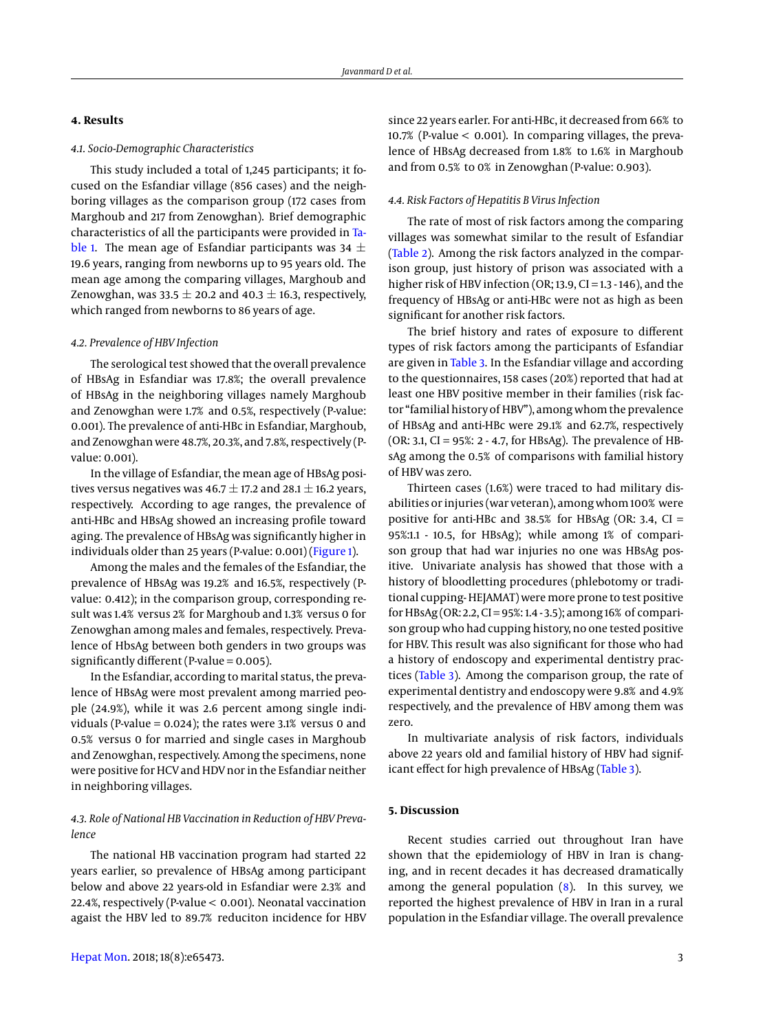## 4. Results

### 4.1. Socio-Demographic Characteristics

This study included a total of 1,245 participants; it focused on the Esfandiar village (856 cases) and the neighboring villages as the comparison group (172 cases from Marghoub and 217 from Zenowghan). Brief demographic characteristics of all the participants were provided in Table 1. The mean age of Esfandiar participants was 34 ± 19.6 years, ranging from newborns up to 95 years old. The mean age among the comparing villages, Marghoub and Zenowghan, was 33.5 ± 20.2 and 40.3 ± 16.3, respectively, which ranged from newborns to 86 years of age.

### 4.2. Prevalence of HBV Infection

The serological test showed that the overall prevalence of HBsAg in Esfandiar was 17.8%; the overall prevalence of HBsAg in the neighboring villages namely Marghoub and Zenowghan were 1.7% and 0.5%, respectively (P-value: 0.001). The prevalence of anti-HBc in Esfandiar, Marghoub, and Zenowghan were 48.7%, 20.3%, and 7.8%, respectively (P-value: 0.001).

In the village of Esfandiar, the mean age of HBsAg positives versus negatives was 46.7 ± 17.2 and 28.1 ± 16.2 years, respectively. According to age ranges, the prevalence of anti-HBc and HBsAg showed an increasing profile toward aging. The prevalence of HBsAg was significantly higher in individuals older than 25 years (P-value: 0.001) (Figure 1).

Among the males and the females of the Esfandiar, the prevalence of HBsAg was 19.2% and 16.5%, respectively (P-value: 0.412); in the comparison group, corresponding result was 1.4% versus 2% for Marghoub and 1.3% versus 0 for Zenowghan among males and females, respectively. Prevalence of HbsAg between both genders in two groups was significantly different (P-value = 0.005).

In the Esfandiar, according to marital status, the prevalence of HBsAg were most prevalent among married people (24.9%), while it was 2.6 percent among single individuals (P-value = 0.024); the rates were 3.1% versus 0 and 0.5% versus 0 for married and single cases in Marghoub and Zenowghan, respectively. Among the specimens, none were positive for HCV and HDV nor in the Esfandiar neither in neighboring villages.

### 4.3. Role of National HB Vaccination in Reduction of HBV Prevalence

The national HB vaccination program had started 22 years earlier, so prevalence of HBsAg among participant below and above 22 years-old in Esfandiar were 2.3% and 22.4%, respectively (P-value < 0.001). Neonatal vaccination agaist the HBV led to 89.7% reduciton incidence for HBV since 22 years earler. For anti-HBc, it decreased from 66% to 10.7% (P-value < 0.001). In comparing villages, the prevalence of HBsAg decreased from 1.8% to 1.6% in Marghoub and from 0.5% to 0% in Zenowghan (P-value: 0.903).

### 4.4. Risk Factors of Hepatitis B Virus Infection

The rate of most of risk factors among the comparing villages was somewhat similar to the result of Esfandiar (Table 2). Among the risk factors analyzed in the comparison group, just history of prison was associated with a higher risk of HBV infection (OR; 13.9, CI = 1.3 - 146), and the frequency of HBsAg or anti-HBc were not as high as been significant for another risk factors.

The brief history and rates of exposure to different types of risk factors among the participants of Esfandiar are given in Table 3. In the Esfandiar village and according to the questionnaires, 158 cases (20%) reported that had at least one HBV positive member in their families (risk factor "familial history of HBV"), among whom the prevalence of HBsAg and anti-HBc were 29.1% and 62.7%, respectively (OR: 3.1, CI = 95%: 2 - 4.7, for HBsAg). The prevalence of HBsAg among the 0.5% of comparisons with familial history of HBV was zero.

Thirteen cases (1.6%) were traced to had military disabilities or injuries (war veteran), among whom 100% were positive for anti-HBc and 38.5% for HBsAg (OR: 3.4, CI = 95%:1.1 - 10.5, for HBsAg); while among 1% of comparison group that had war injuries no one was HBsAg positive. Univariate analysis has showed that those with a history of bloodletting procedures (phlebotomy or traditional cupping- HEJAMAT) were more prone to test positive for HBsAg (OR: 2.2, CI = 95%: 1.4 - 3.5); among 16% of comparison group who had cupping history, no one tested positive for HBV. This result was also significant for those who had a history of endoscopy and experimental dentistry practices (Table 3). Among the comparison group, the rate of experimental dentistry and endoscopy were 9.8% and 4.9% respectively, and the prevalence of HBV among them was zero.

In multivariate analysis of risk factors, individuals above 22 years old and familial history of HBV had significant effect for high prevalence of HBsAg (Table 3).

## 5. Discussion

Recent studies carried out throughout Iran have shown that the epidemiology of HBV in Iran is changing, and in recent decades it has decreased dramatically among the general population (8). In this survey, we reported the highest prevalence of HBV in Iran in a rural population in the Esfandiar village. The overall prevalence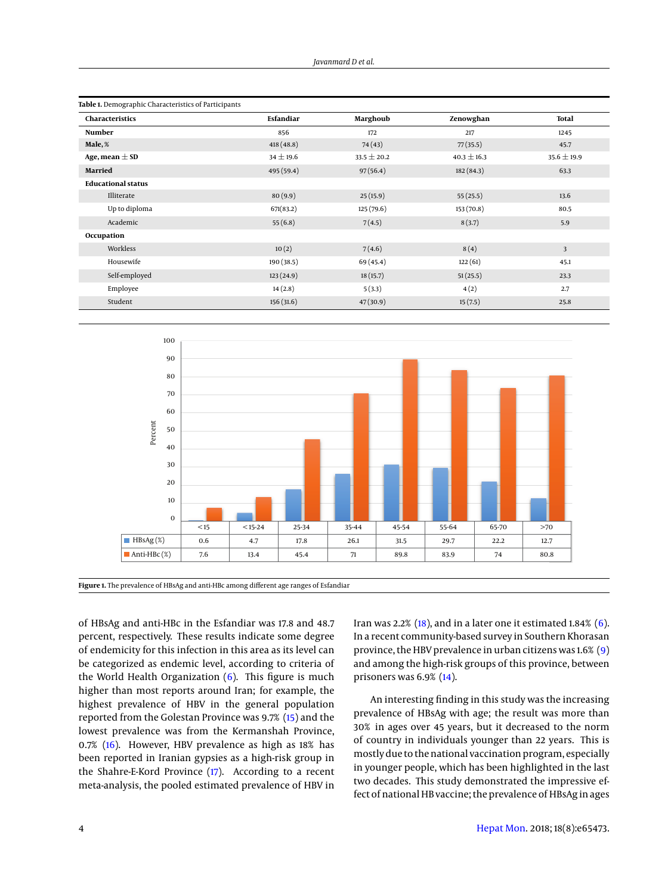**Table 1.** Demographic Characteristics of Participants

| Characteristics | Esfandiar | Marghoub | Zenowghan | Total |
|---|---|---|---|---|
| **Number** | 856 | 172 | 217 | 1245 |
| **Male, %** | 418 (48.8) | 74 (43) | 77 (35.5) | 45.7 |
| **Age, mean ± SD** | 34 ± 19.6 | 33.5 ± 20.2 | 40.3 ± 16.3 | 35.6 ± 19.9 |
| **Married** | 495 (59.4) | 97 (56.4) | 182 (84.3) | 63.3 |
| **Educational status** | | | | |
| Illiterate | 80 (9.9) | 25 (15.9) | 55 (25.5) | 13.6 |
| Up to diploma | 671(83.2) | 125 (79.6) | 153 (70.8) | 80.5 |
| Academic | 55 (6.8) | 7 (4.5) | 8 (3.7) | 5.9 |
| **Occupation** | | | | |
| Workless | 10 (2) | 7 (4.6) | 8 (4) | 3 |
| Housewife | 190 (38.5) | 69 (45.4) | 122 (61) | 45.1 |
| Self-employed | 123 (24.9) | 18 (15.7) | 51 (25.5) | 23.3 |
| Employee | 14 (2.8) | 5 (3.3) | 4 (2) | 2.7 |
| Student | 156 (31.6) | 47 (30.9) | 15 (7.5) | 25.8 |

| | < 15 | < 15-24 | 25-34 | 35-44 | 45-54 | 55-64 | 65-70 | > 70 |
|---|---|---|---|---|---|---|---|---|
| HBsAg (%) | 0.6 | 4.7 | 17.8 | 26.1 | 31.5 | 29.7 | 22.2 | 12.7 |
| Anti-HBc (%) | 7.6 | 13.4 | 45.4 | 71 | 89.8 | 83.9 | 74 | 80.8 |

**Figure 1.** The prevalence of HBsAg and anti-HBc among different age ranges of Esfandiar

of HBsAg and anti-HBc in the Esfandiar was 17.8 and 48.7 percent, respectively. These results indicate some degree of endemicity for this infection in this area as its level can be categorized as endemic level, according to criteria of the World Health Organization (6). This figure is much higher than most reports around Iran; for example, the highest prevalence of HBV in the general population reported from the Golestan Province was 9.7% (15) and the lowest prevalence was from the Kermanshah Province, 0.7% (16). However, HBV prevalence as high as 18% has been reported in Iranian gypsies as a high-risk group in the Shahre-E-Kord Province (17). According to a recent meta-analysis, the pooled estimated prevalence of HBV in Iran was 2.2% (18), and in a later one it estimated 1.84% (6). In a recent community-based survey in Southern Khorasan province, the HBV prevalence in urban citizens was 1.6% (9) and among the high-risk groups of this province, between prisoners was 6.9% (14).

An interesting finding in this study was the increasing prevalence of HBsAg with age; the result was more than 30% in ages over 45 years, but it decreased to the norm of country in individuals younger than 22 years. This is mostly due to the national vaccination program, especially in younger people, which has been highlighted in the last two decades. This study demonstrated the impressive effect of national HB vaccine; the prevalence of HBsAg in ages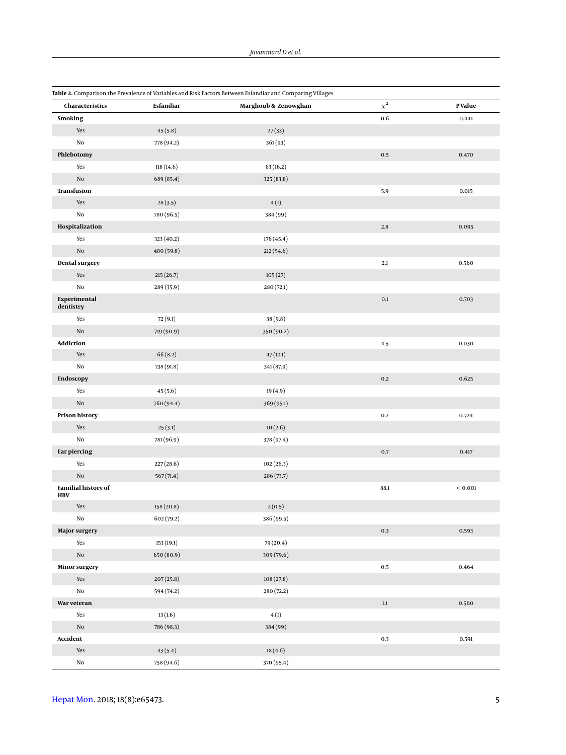**Table 2.** Comparison the Prevalence of Variables and Risk Factors Between Esfandiar and Comparing Villages

| Characteristics | Esfandiar | Marghoub & Zenowghan | $\chi^2$ | P Value |
|---|---|---|---|---|
| **Smoking** | | | 0.6 | 0.441 |
| Yes | 45 (5.8) | 27 (33) | | |
| No | 778 (94.2) | 361 (93) | | |
| **Phlebotomy** | | | 0.5 | 0.470 |
| Yes | 118 (14.6) | 63 (16.2) | | |
| No | 689 (85.4) | 325 (83.8) | | |
| **Transfusion** | | | 5.9 | 0.015 |
| Yes | 28 (3.5) | 4 (1) | | |
| No | 780 (96.5) | 384 (99) | | |
| **Hospitalization** | | | 2.8 | 0.095 |
| Yes | 323 (40.2) | 176 (45.4) | | |
| No | 480 (59.8) | 212 (54.6) | | |
| **Dental surgery** | | | 2.1 | 0.560 |
| Yes | 215 (26.7) | 105 (27) | | |
| No | 289 (35.9) | 280 (72.1) | | |
| **Experimental dentistry** | | | 0.1 | 0.703 |
| Yes | 72 (9.1) | 38 (9.8) | | |
| No | 719 (90.9) | 350 (90.2) | | |
| **Addiction** | | | 4.5 | 0.030 |
| Yes | 66 (8.2) | 47 (12.1) | | |
| No | 738 (91.8) | 341 (87.9) | | |
| **Endoscopy** | | | 0.2 | 0.625 |
| Yes | 45 (5.6) | 19 (4.9) | | |
| No | 760 (94.4) | 369 (95.1) | | |
| **Prison history** | | | 0.2 | 0.724 |
| Yes | 25 (3.1) | 10 (2.6) | | |
| No | 781 (96.9) | 378 (97.4) | | |
| **Ear piercing** | | | 0.7 | 0.417 |
| Yes | 227 (28.6) | 102 (26.3) | | |
| No | 567 (71.4) | 286 (73.7) | | |
| **Familial history of HBV** | | | 88.1 | < 0.001 |
| Yes | 158 (20.8) | 2 (0.5) | | |
| No | 602 (79.2) | 386 (99.5) | | |
| **Major surgery** | | | 0.3 | 0.593 |
| Yes | 153 (19.1) | 79 (20.4) | | |
| No | 650 (80.9) | 309 (79.6) | | |
| **Minor surgery** | | | 0.5 | 0.464 |
| Yes | 207 (25.8) | 108 (27.8) | | |
| No | 594 (74.2) | 280 (72.2) | | |
| **War veteran** | | | 1.1 | 0.560 |
| Yes | 13 (1.6) | 4 (1) | | |
| No | 786 (98.3) | 384 (99) | | |
| **Accident** | | | 0.3 | 0.591 |
| Yes | 43 (5.4) | 18 (4.6) | | |
| No | 758 (94.6) | 370 (95.4) | | |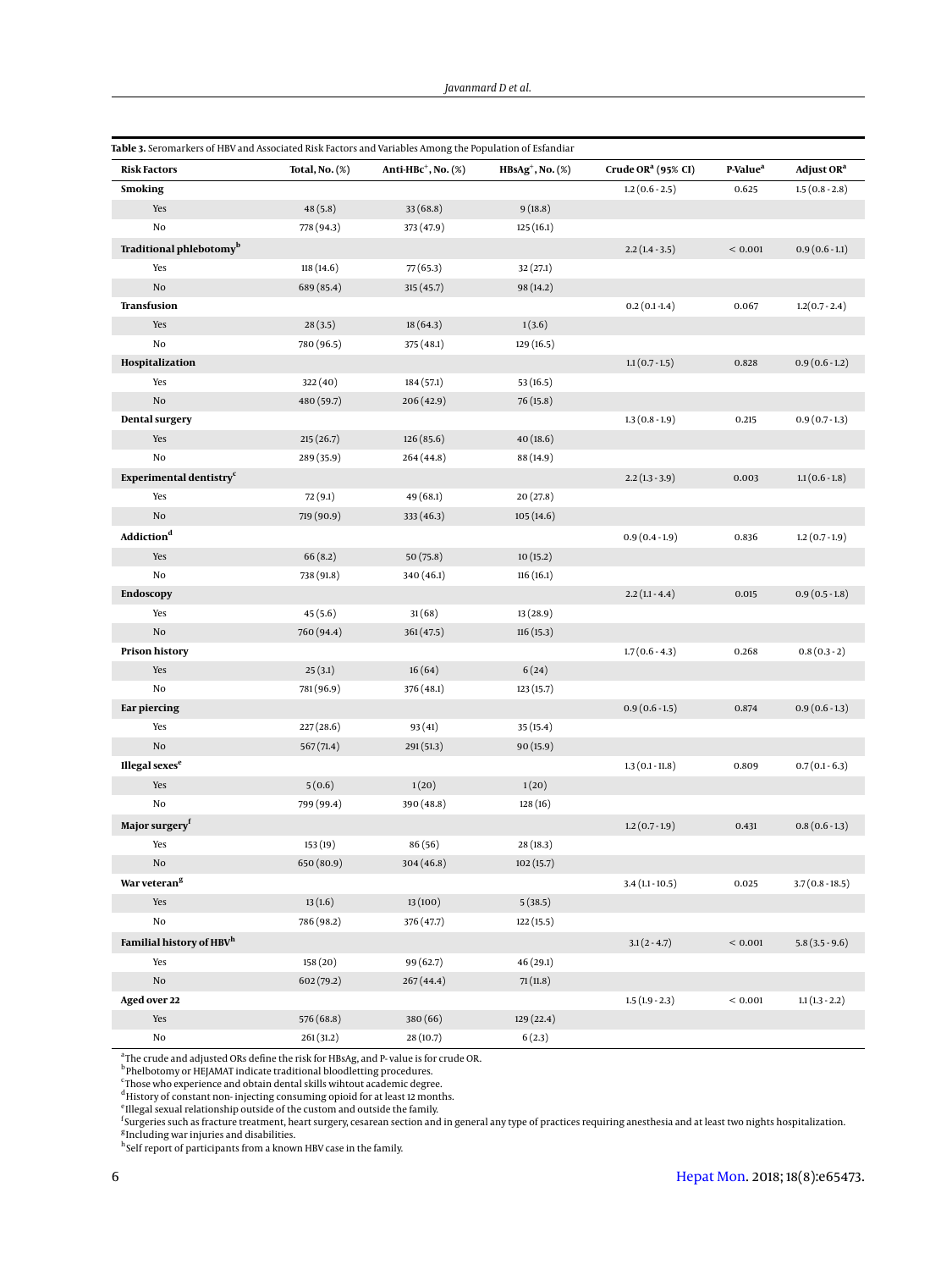**Table 3.** Seromarkers of HBV and Associated Risk Factors and Variables Among the Population of Esfandiar

| Risk Factors | Total, No. (%) | Anti-HBc+, No. (%) | HBsAg+, No. (%) | Crude OR[a] (95% CI) | P-Value[a] | Adjust OR[a] |
|---|---|---|---|---|---|---|
| **Smoking** | | | | 1.2 (0.6 - 2.5) | 0.625 | 1.5 (0.8 - 2.8) |
| Yes | 48 (5.8) | 33 (68.8) | 9 (18.8) | | | |
| No | 778 (94.3) | 373 (47.9) | 125 (16.1) | | | |
| **Traditional phlebotomy[b]** | | | | 2.2 (1.4 - 3.5) | < 0.001 | 0.9 (0.6 - 1.1) |
| Yes | 118 (14.6) | 77 (65.3) | 32 (27.1) | | | |
| No | 689 (85.4) | 315 (45.7) | 98 (14.2) | | | |
| **Transfusion** | | | | 0.2 (0.1 -1.4) | 0.067 | 1.2(0.7 - 2.4) |
| Yes | 28 (3.5) | 18 (64.3) | 1 (3.6) | | | |
| No | 780 (96.5) | 375 (48.1) | 129 (16.5) | | | |
| **Hospitalization** | | | | 1.1 (0.7 - 1.5) | 0.828 | 0.9 (0.6 - 1.2) |
| Yes | 322 (40) | 184 (57.1) | 53 (16.5) | | | |
| No | 480 (59.7) | 206 (42.9) | 76 (15.8) | | | |
| **Dental surgery** | | | | 1.3 (0.8 - 1.9) | 0.215 | 0.9 (0.7 - 1.3) |
| Yes | 215 (26.7) | 126 (85.6) | 40 (18.6) | | | |
| No | 289 (35.9) | 264 (44.8) | 88 (14.9) | | | |
| **Experimental dentistry[c]** | | | | 2.2 (1.3 - 3.9) | 0.003 | 1.1 (0.6 - 1.8) |
| Yes | 72 (9.1) | 49 (68.1) | 20 (27.8) | | | |
| No | 719 (90.9) | 333 (46.3) | 105 (14.6) | | | |
| **Addiction[d]** | | | | 0.9 (0.4 - 1.9) | 0.836 | 1.2 (0.7 - 1.9) |
| Yes | 66 (8.2) | 50 (75.8) | 10 (15.2) | | | |
| No | 738 (91.8) | 340 (46.1) | 116 (16.1) | | | |
| **Endoscopy** | | | | 2.2 (1.1 - 4.4) | 0.015 | 0.9 (0.5 - 1.8) |
| Yes | 45 (5.6) | 31 (68) | 13 (28.9) | | | |
| No | 760 (94.4) | 361 (47.5) | 116 (15.3) | | | |
| **Prison history** | | | | 1.7 (0.6 - 4.3) | 0.268 | 0.8 (0.3 - 2) |
| Yes | 25 (3.1) | 16 (64) | 6 (24) | | | |
| No | 781 (96.9) | 376 (48.1) | 123 (15.7) | | | |
| **Ear piercing** | | | | 0.9 (0.6 - 1.5) | 0.874 | 0.9 (0.6 - 1.3) |
| Yes | 227 (28.6) | 93 (41) | 35 (15.4) | | | |
| No | 567 (71.4) | 291 (51.3) | 90 (15.9) | | | |
| **Illegal sexes[e]** | | | | 1.3 (0.1 - 11.8) | 0.809 | 0.7 (0.1 - 6.3) |
| Yes | 5 (0.6) | 1 (20) | 1 (20) | | | |
| No | 799 (99.4) | 390 (48.8) | 128 (16) | | | |
| **Major surgery[f]** | | | | 1.2 (0.7 - 1.9) | 0.431 | 0.8 (0.6 - 1.3) |
| Yes | 153 (19) | 86 (56) | 28 (18.3) | | | |
| No | 650 (80.9) | 304 (46.8) | 102 (15.7) | | | |
| **War veteran[g]** | | | | 3.4 (1.1 - 10.5) | 0.025 | 3.7 (0.8 - 18.5) |
| Yes | 13 (1.6) | 13 (100) | 5 (38.5) | | | |
| No | 786 (98.2) | 376 (47.7) | 122 (15.5) | | | |
| **Familial history of HBV[h]** | | | | 3.1 (2 - 4.7) | < 0.001 | 5.8 (3.5 - 9.6) |
| Yes | 158 (20) | 99 (62.7) | 46 (29.1) | | | |
| No | 602 (79.2) | 267 (44.4) | 71 (11.8) | | | |
| **Aged over 22** | | | | 1.5 (1.9 - 2.3) | < 0.001 | 1.1 (1.3 - 2.2) |
| Yes | 576 (68.8) | 380 (66) | 129 (22.4) | | | |
| No | 261 (31.2) | 28 (10.7) | 6 (2.3) | | | |

[a] The crude and adjusted ORs define the risk for HBsAg, and P- value is for crude OR.
[b] Phelbotomy or HEJAMAT indicate traditional bloodletting procedures.
[c] Those who experience and obtain dental skills wihtout academic degree.
[d] History of constant non- injecting consuming opioid for at least 12 months.
[e] Illegal sexual relationship outside of the custom and outside the family.
[f] Surgeries such as fracture treatment, heart surgery, cesarean section and in general any type of practices requiring anesthesia and at least two nights hospitalization.
[g] Including war injuries and disabilities.
[h] Self report of participants from a known HBV case in the family.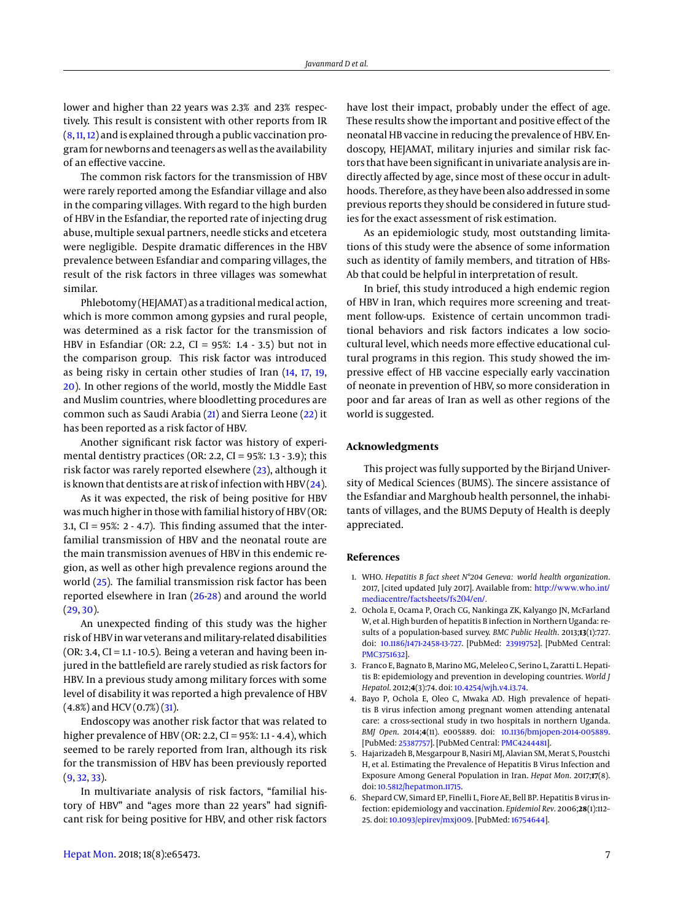lower and higher than 22 years was 2.3% and 23% respectively. This result is consistent with other reports from IR (8, 11, 12) and is explained through a public vaccination program for newborns and teenagers as well as the availability of an effective vaccine.

The common risk factors for the transmission of HBV were rarely reported among the Esfandiar village and also in the comparing villages. With regard to the high burden of HBV in the Esfandiar, the reported rate of injecting drug abuse, multiple sexual partners, needle sticks and etcetera were negligible. Despite dramatic differences in the HBV prevalence between Esfandiar and comparing villages, the result of the risk factors in three villages was somewhat similar.

Phlebotomy (HEJAMAT) as a traditional medical action, which is more common among gypsies and rural people, was determined as a risk factor for the transmission of HBV in Esfandiar (OR: 2.2, CI = 95%: 1.4 - 3.5) but not in the comparison group. This risk factor was introduced as being risky in certain other studies of Iran (14, 17, 19, 20). In other regions of the world, mostly the Middle East and Muslim countries, where bloodletting procedures are common such as Saudi Arabia (21) and Sierra Leone (22) it has been reported as a risk factor of HBV.

Another significant risk factor was history of experimental dentistry practices (OR: 2.2, CI = 95%: 1.3 - 3.9); this risk factor was rarely reported elsewhere (23), although it is known that dentists are at risk of infection with HBV (24).

As it was expected, the risk of being positive for HBV was much higher in those with familial history of HBV (OR: 3.1, CI = 95%: 2 - 4.7). This finding assumed that the inter-familial transmission of HBV and the neonatal route are the main transmission avenues of HBV in this endemic region, as well as other high prevalence regions around the world (25). The familial transmission risk factor has been reported elsewhere in Iran (26-28) and around the world (29, 30).

An unexpected finding of this study was the higher risk of HBV in war veterans and military-related disabilities (OR: 3.4, CI = 1.1 - 10.5). Being a veteran and having been injured in the battlefield are rarely studied as risk factors for HBV. In a previous study among military forces with some level of disability it was reported a high prevalence of HBV (4.8%) and HCV (0.7%) (31).

Endoscopy was another risk factor that was related to higher prevalence of HBV (OR: 2.2, CI = 95%: 1.1 - 4.4), which seemed to be rarely reported from Iran, although its risk for the transmission of HBV has been previously reported (9, 32, 33).

In multivariate analysis of risk factors, "familial history of HBV" and "ages more than 22 years" had significant risk for being positive for HBV, and other risk factors have lost their impact, probably under the effect of age. These results show the important and positive effect of the neonatal HB vaccine in reducing the prevalence of HBV. Endoscopy, HEJAMAT, military injuries and similar risk factors that have been significant in univariate analysis are indirectly affected by age, since most of these occur in adulthoods. Therefore, as they have been also addressed in some previous reports they should be considered in future studies for the exact assessment of risk estimation.

As an epidemiologic study, most outstanding limitations of this study were the absence of some information such as identity of family members, and titration of HBs-Ab that could be helpful in interpretation of result.

In brief, this study introduced a high endemic region of HBV in Iran, which requires more screening and treatment follow-ups. Existence of certain uncommon traditional behaviors and risk factors indicates a low socio-cultural level, which needs more effective educational cultural programs in this region. This study showed the impressive effect of HB vaccine especially early vaccination of neonate in prevention of HBV, so more consideration in poor and far areas of Iran as well as other regions of the world is suggested.

## Acknowledgments

This project was fully supported by the Birjand University of Medical Sciences (BUMS). The sincere assistance of the Esfandiar and Marghoub health personnel, the inhabitants of villages, and the BUMS Deputy of Health is deeply appreciated.

## References

1. WHO. *Hepatitis B fact sheet N°204 Geneva: world health organization*. 2017, [cited updated July 2017]. Available from: http://www.who.int/mediacentre/factsheets/fs204/en/.
2. Ochola E, Ocama P, Orach CG, Nankinga ZK, Kalyango JN, McFarland W, et al. High burden of hepatitis B infection in Northern Uganda: results of a population-based survey. *BMC Public Health*. 2013;**13**(1):727. doi: 10.1186/1471-2458-13-727. [PubMed: 23919752]. [PubMed Central: PMC3751632].
3. Franco E, Bagnato B, Marino MG, Meleleo C, Serino L, Zaratti L. Hepatitis B: epidemiology and prevention in developing countries. *World J Hepatol*. 2012;**4**(3):74. doi: 10.4254/wjh.v4.i3.74.
4. Bayo P, Ochola E, Oleo C, Mwaka AD. High prevalence of hepatitis B virus infection among pregnant women attending antenatal care: a cross-sectional study in two hospitals in northern Uganda. *BMJ Open*. 2014;**4**(11). e005889. doi: 10.1136/bmjopen-2014-005889. [PubMed: 25387757]. [PubMed Central: PMC4244481].
5. Hajarizadeh B, Mesgarpour B, Nasiri MJ, Alavian SM, Merat S, Poustchi H, et al. Estimating the Prevalence of Hepatitis B Virus Infection and Exposure Among General Population in Iran. *Hepat Mon*. 2017;**17**(8). doi: 10.5812/hepatmon.11715.
6. Shepard CW, Simard EP, Finelli L, Fiore AE, Bell BP. Hepatitis B virus infection: epidemiology and vaccination. *Epidemiol Rev*. 2006;**28**(1):112–25. doi: 10.1093/epirev/mxj009. [PubMed: 16754644].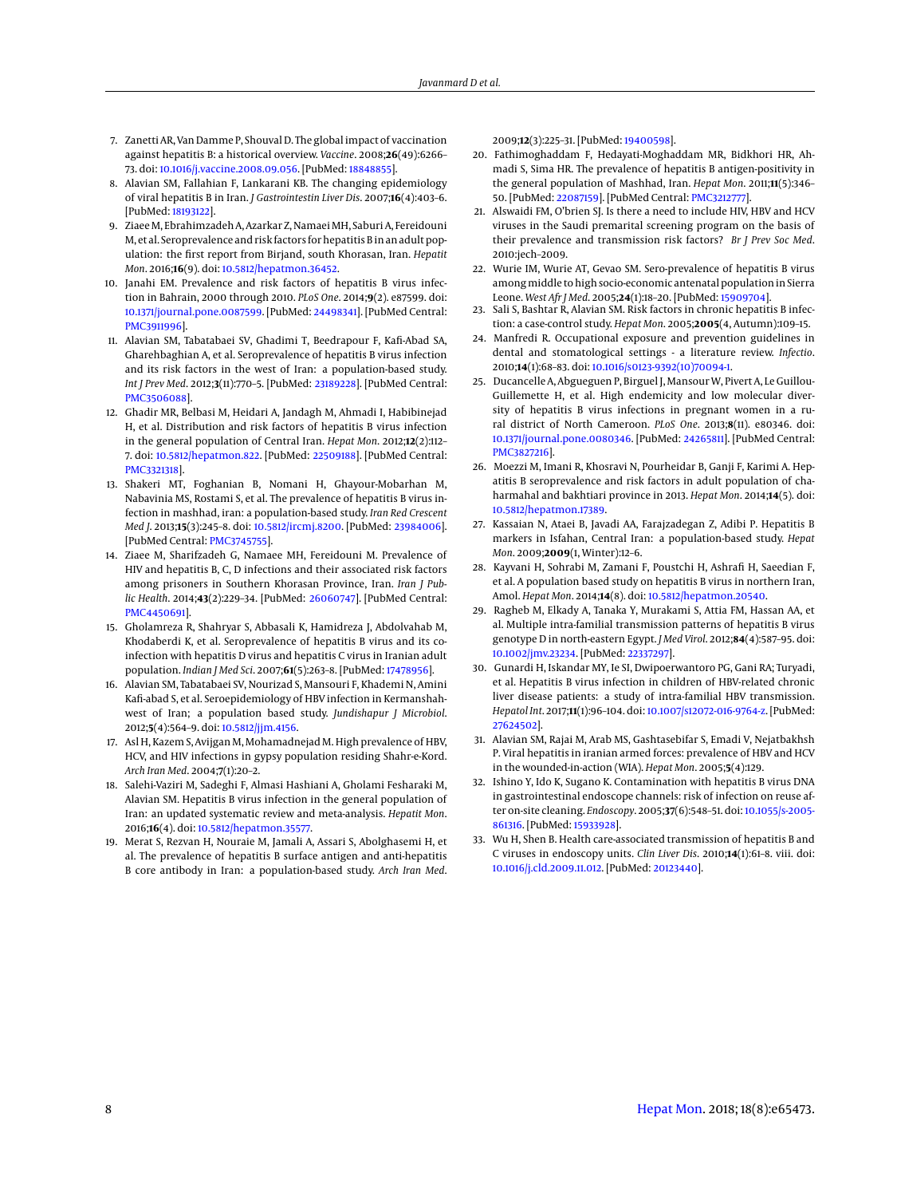7. Zanetti AR, Van Damme P, Shouval D. The global impact of vaccination against hepatitis B: a historical overview. *Vaccine*. 2008;**26**(49):6266–73. doi: 10.1016/j.vaccine.2008.09.056. [PubMed: 18848855].
8. Alavian SM, Fallahian F, Lankarani KB. The changing epidemiology of viral hepatitis B in Iran. *J Gastrointestin Liver Dis*. 2007;**16**(4):403–6. [PubMed: 18193122].
9. Ziaee M, Ebrahimzadeh A, Azarkar Z, Namaei MH, Saburi A, Fereidouni M, et al. Seroprevalence and risk factors for hepatitis B in an adult population: the first report from Birjand, south Khorasan, Iran. *Hepatit Mon*. 2016;**16**(9). doi: 10.5812/hepatmon.36452.
10. Janahi EM. Prevalence and risk factors of hepatitis B virus infection in Bahrain, 2000 through 2010. *PLoS One*. 2014;**9**(2). e87599. doi: 10.1371/journal.pone.0087599. [PubMed: 24498341]. [PubMed Central: PMC3911996].
11. Alavian SM, Tabatabaei SV, Ghadimi T, Beedrapour F, Kafi-Abad SA, Gharehbaghian A, et al. Seroprevalence of hepatitis B virus infection and its risk factors in the west of Iran: a population-based study. *Int J Prev Med*. 2012;**3**(11):770–5. [PubMed: 23189228]. [PubMed Central: PMC3506088].
12. Ghadir MR, Belbasi M, Heidari A, Jandagh M, Ahmadi I, Habibinejad H, et al. Distribution and risk factors of hepatitis B virus infection in the general population of Central Iran. *Hepat Mon*. 2012;**12**(2):112–7. doi: 10.5812/hepatmon.822. [PubMed: 22509188]. [PubMed Central: PMC3321318].
13. Shakeri MT, Foghanian B, Nomani H, Ghayour-Mobarhan M, Nabavinia MS, Rostami S, et al. The prevalence of hepatitis B virus infection in mashhad, iran: a population-based study. *Iran Red Crescent Med J*. 2013;**15**(3):245–8. doi: 10.5812/ircmj.8200. [PubMed: 23984006]. [PubMed Central: PMC3745755].
14. Ziaee M, Sharifzadeh G, Namaee MH, Fereidouni M. Prevalence of HIV and hepatitis B, C, D infections and their associated risk factors among prisoners in Southern Khorasan Province, Iran. *Iran J Public Health*. 2014;**43**(2):229–34. [PubMed: 26060747]. [PubMed Central: PMC4450691].
15. Gholamreza R, Shahryar S, Abbasali K, Hamidreza J, Abdolvahab M, Khodaberdi K, et al. Seroprevalence of hepatitis B virus and its co-infection with hepatitis D virus and hepatitis C virus in Iranian adult population. *Indian J Med Sci*. 2007;**61**(5):263–8. [PubMed: 17478956].
16. Alavian SM, Tabatabaei SV, Nourizad S, Mansouri F, Khademi N, Amini Kafi-abad S, et al. Seroepidemiology of HBV infection in Kermanshah-west of Iran; a population based study. *Jundishapur J Microbiol*. 2012;**5**(4):564–9. doi: 10.5812/jjm.4156.
17. Asl H, Kazem S, Avijgan M, Mohamadnejad M. High prevalence of HBV, HCV, and HIV infections in gypsy population residing Shahr-e-Kord. *Arch Iran Med*. 2004;**7**(1):20–2.
18. Salehi-Vaziri M, Sadeghi F, Almasi Hashiani A, Gholami Fesharaki M, Alavian SM. Hepatitis B virus infection in the general population of Iran: an updated systematic review and meta-analysis. *Hepatit Mon*. 2016;**16**(4). doi: 10.5812/hepatmon.35577.
19. Merat S, Rezvan H, Nouraie M, Jamali A, Assari S, Abolghasemi H, et al. The prevalence of hepatitis B surface antigen and anti-hepatitis B core antibody in Iran: a population-based study. *Arch Iran Med*. 2009;**12**(3):225–31. [PubMed: 19400598].
20. Fathimoghaddam F, Hedayati-Moghaddam MR, Bidkhori HR, Ahmadi S, Sima HR. The prevalence of hepatitis B antigen-positivity in the general population of Mashhad, Iran. *Hepat Mon*. 2011;**11**(5):346–50. [PubMed: 22087159]. [PubMed Central: PMC3212777].
21. Alswaidi FM, O'brien SJ. Is there a need to include HIV, HBV and HCV viruses in the Saudi premarital screening program on the basis of their prevalence and transmission risk factors? *Br J Prev Soc Med*. 2010:jech–2009.
22. Wurie IM, Wurie AT, Gevao SM. Sero-prevalence of hepatitis B virus among middle to high socio-economic antenatal population in Sierra Leone. *West Afr J Med*. 2005;**24**(1):18–20. [PubMed: 15909704].
23. Sali S, Bashtar R, Alavian SM. Risk factors in chronic hepatitis B infection: a case-control study. *Hepat Mon*. 2005;**2005**(4, Autumn):109–15.
24. Manfredi R. Occupational exposure and prevention guidelines in dental and stomatological settings - a literature review. *Infectio*. 2010;**14**(1):68–83. doi: 10.1016/s0123-9392(10)70094-1.
25. Ducancelle A, Abgueguen P, Birguel J, Mansour W, Pivert A, Le Guillou-Guillemette H, et al. High endemicity and low molecular diversity of hepatitis B virus infections in pregnant women in a rural district of North Cameroon. *PLoS One*. 2013;**8**(11). e80346. doi: 10.1371/journal.pone.0080346. [PubMed: 24265811]. [PubMed Central: PMC3827216].
26. Moezzi M, Imani R, Khosravi N, Pourheidar B, Ganji F, Karimi A. Hepatitis B seroprevalence and risk factors in adult population of chaharmahal and bakhtiari province in 2013. *Hepat Mon*. 2014;**14**(5). doi: 10.5812/hepatmon.17389.
27. Kassaian N, Ataei B, Javadi AA, Farajzadegan Z, Adibi P. Hepatitis B markers in Isfahan, Central Iran: a population-based study. *Hepat Mon*. 2009;**2009**(1, Winter):12–6.
28. Kayvani H, Sohrabi M, Zamani F, Poustchi H, Ashrafi H, Saeedian F, et al. A population based study on hepatitis B virus in northern Iran, Amol. *Hepat Mon*. 2014;**14**(8). doi: 10.5812/hepatmon.20540.
29. Ragheb M, Elkady A, Tanaka Y, Murakami S, Attia FM, Hassan AA, et al. Multiple intra-familial transmission patterns of hepatitis B virus genotype D in north-eastern Egypt. *J Med Virol*. 2012;**84**(4):587–95. doi: 10.1002/jmv.23234. [PubMed: 22337297].
30. Gunardi H, Iskandar MY, Ie SI, Dwipoerwantoro PG, Gani RA; Turyadi, et al. Hepatitis B virus infection in children of HBV-related chronic liver disease patients: a study of intra-familial HBV transmission. *Hepatol Int*. 2017;**11**(1):96–104. doi: 10.1007/s12072-016-9764-z. [PubMed: 27624502].
31. Alavian SM, Rajai M, Arab MS, Gashtasebifar S, Emadi V, Nejatbakhsh P. Viral hepatitis in iranian armed forces: prevalence of HBV and HCV in the wounded-in-action (WIA). *Hepat Mon*. 2005;**5**(4):129.
32. Ishino Y, Ido K, Sugano K. Contamination with hepatitis B virus DNA in gastrointestinal endoscope channels: risk of infection on reuse after on-site cleaning. *Endoscopy*. 2005;**37**(6):548–51. doi: 10.1055/s-2005-861316. [PubMed: 15933928].
33. Wu H, Shen B. Health care-associated transmission of hepatitis B and C viruses in endoscopy units. *Clin Liver Dis*. 2010;**14**(1):61–8. viii. doi: 10.1016/j.cld.2009.11.012. [PubMed: 20123440].